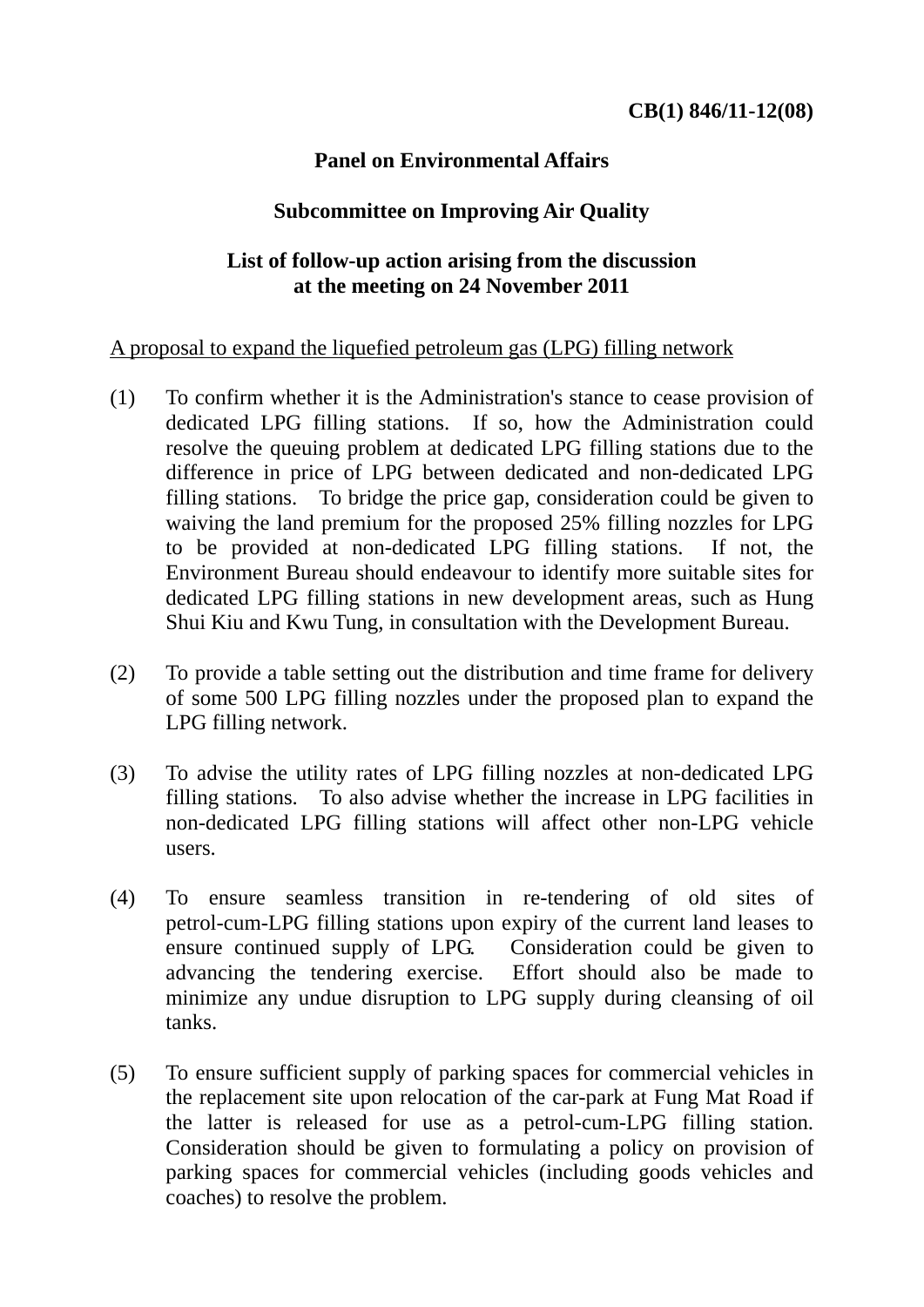**CB(1) 846/11-12(08)**

**Panel on Environmental Affairs**

**Subcommittee on Improving Air Quality**

**List of follow-up action arising from the discussion at the meeting on 24 November 2011**

<u>A proposal to expand the liquefied petroleum gas (LPG) filling network</u>

(1) To confirm whether it is the Administration's stance to cease provision of dedicated LPG filling stations. If so, how the Administration could resolve the queuing problem at dedicated LPG filling stations due to the difference in price of LPG between dedicated and non-dedicated LPG filling stations. To bridge the price gap, consideration could be given to waiving the land premium for the proposed 25% filling nozzles for LPG to be provided at non-dedicated LPG filling stations. If not, the Environment Bureau should endeavour to identify more suitable sites for dedicated LPG filling stations in new development areas, such as Hung Shui Kiu and Kwu Tung, in consultation with the Development Bureau.

(2) To provide a table setting out the distribution and time frame for delivery of some 500 LPG filling nozzles under the proposed plan to expand the LPG filling network.

(3) To advise the utility rates of LPG filling nozzles at non-dedicated LPG filling stations. To also advise whether the increase in LPG facilities in non-dedicated LPG filling stations will affect other non-LPG vehicle users.

(4) To ensure seamless transition in re-tendering of old sites of petrol-cum-LPG filling stations upon expiry of the current land leases to ensure continued supply of LPG. Consideration could be given to advancing the tendering exercise. Effort should also be made to minimize any undue disruption to LPG supply during cleansing of oil tanks.

(5) To ensure sufficient supply of parking spaces for commercial vehicles in the replacement site upon relocation of the car-park at Fung Mat Road if the latter is released for use as a petrol-cum-LPG filling station. Consideration should be given to formulating a policy on provision of parking spaces for commercial vehicles (including goods vehicles and coaches) to resolve the problem.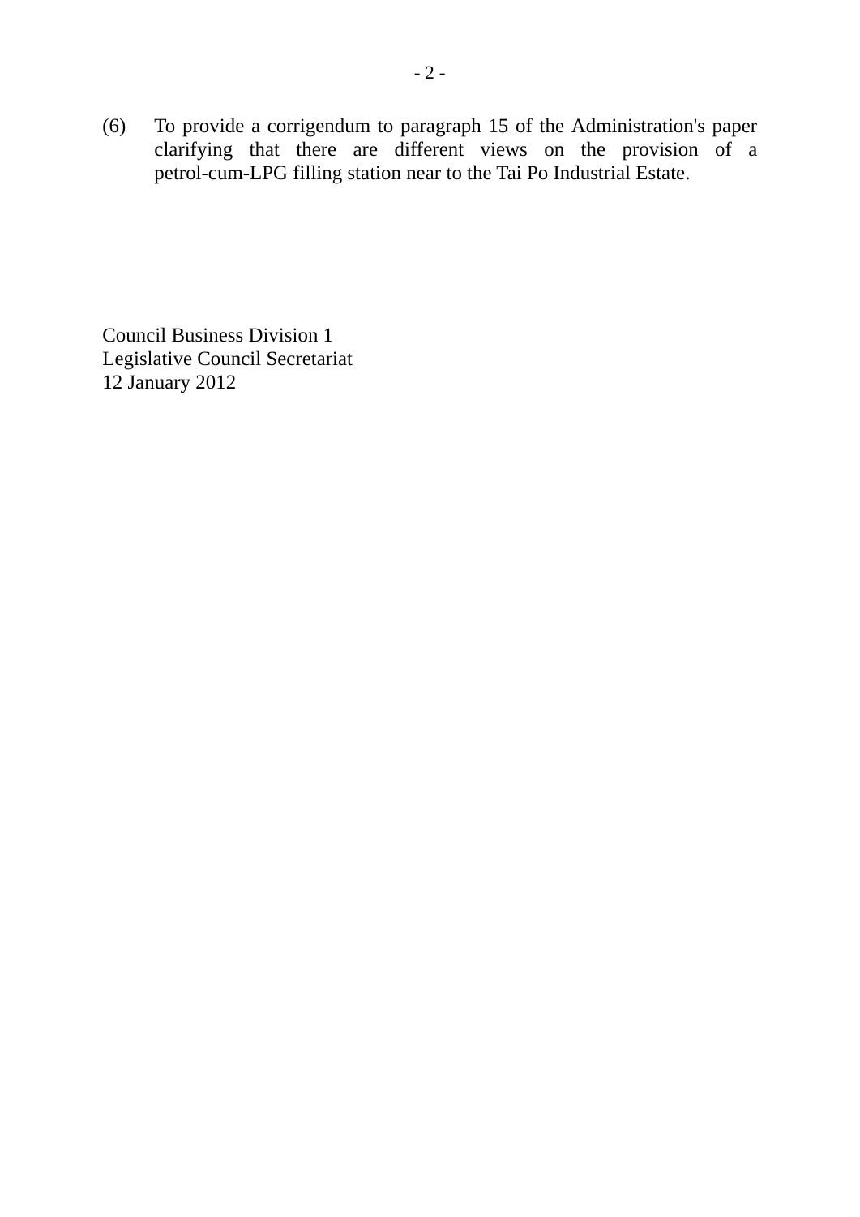(6) To provide a corrigendum to paragraph 15 of the Administration's paper clarifying that there are different views on the provision of a petrol-cum-LPG filling station near to the Tai Po Industrial Estate.

Council Business Division 1
Legislative Council Secretariat
12 January 2012